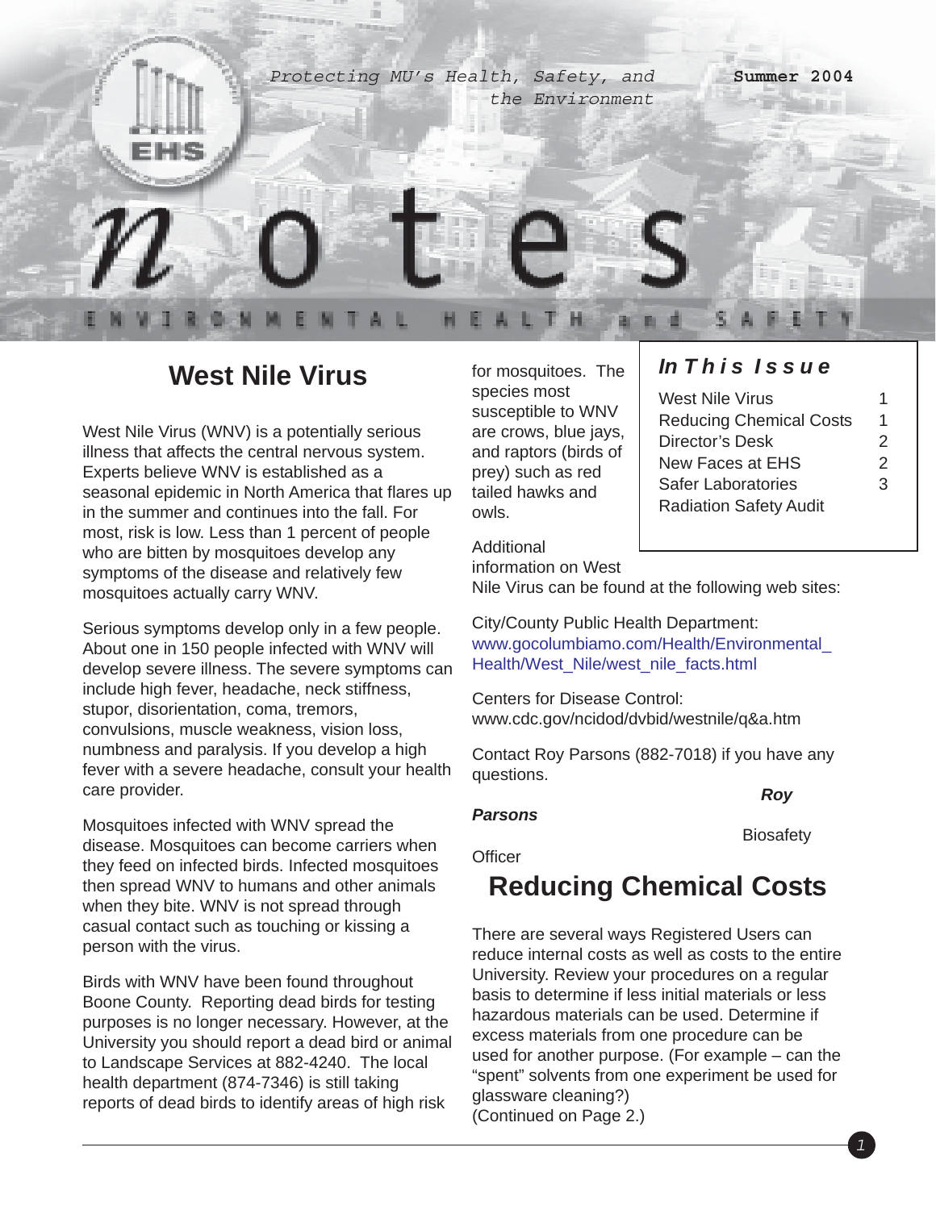*Protecting MU's Health, Safety, and the Environment*

**Summer 2004**

# notes

ENVIRONMENTAL HEALTH and SAFETY

## West Nile Virus

West Nile Virus (WNV) is a potentially serious illness that affects the central nervous system. Experts believe WNV is established as a seasonal epidemic in North America that flares up in the summer and continues into the fall. For most, risk is low. Less than 1 percent of people who are bitten by mosquitoes develop any symptoms of the disease and relatively few mosquitoes actually carry WNV.

Serious symptoms develop only in a few people. About one in 150 people infected with WNV will develop severe illness. The severe symptoms can include high fever, headache, neck stiffness, stupor, disorientation, coma, tremors, convulsions, muscle weakness, vision loss, numbness and paralysis. If you develop a high fever with a severe headache, consult your health care provider.

Mosquitoes infected with WNV spread the disease. Mosquitoes can become carriers when they feed on infected birds. Infected mosquitoes then spread WNV to humans and other animals when they bite. WNV is not spread through casual contact such as touching or kissing a person with the virus.

Birds with WNV have been found throughout Boone County. Reporting dead birds for testing purposes is no longer necessary. However, at the University you should report a dead bird or animal to Landscape Services at 882-4240. The local health department (874-7346) is still taking reports of dead birds to identify areas of high risk for mosquitoes. The species most susceptible to WNV are crows, blue jays, and raptors (birds of prey) such as red tailed hawks and owls.

Additional information on West Nile Virus can be found at the following web sites:

City/County Public Health Department:
www.gocolumbiamo.com/Health/Environmental_Health/West_Nile/west_nile_facts.html

Centers for Disease Control:
www.cdc.gov/ncidod/dvbid/westnile/q&a.htm

Contact Roy Parsons (882-7018) if you have any questions.

***Roy Parsons***
Biosafety Officer

## In This Issue

| | |
|---|---|
| West Nile Virus | 1 |
| Reducing Chemical Costs | 1 |
| Director's Desk | 2 |
| New Faces at EHS | 2 |
| Safer Laboratories | 3 |
| Radiation Safety Audit | |

## Reducing Chemical Costs

There are several ways Registered Users can reduce internal costs as well as costs to the entire University. Review your procedures on a regular basis to determine if less initial materials or less hazardous materials can be used. Determine if excess materials from one procedure can be used for another purpose. (For example – can the "spent" solvents from one experiment be used for glassware cleaning?)
(Continued on Page 2.)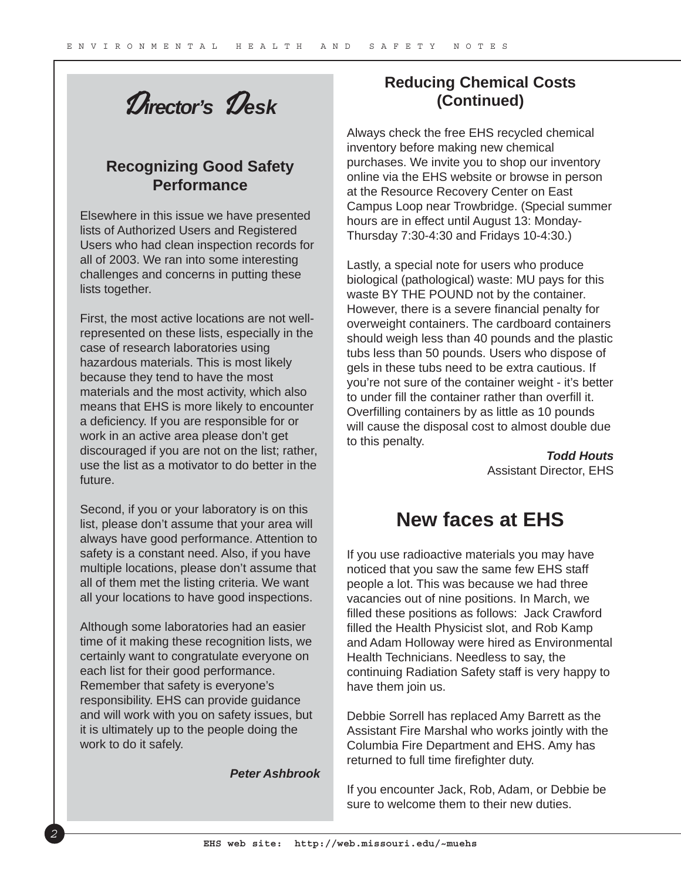# Director's Desk

## Recognizing Good Safety Performance

Elsewhere in this issue we have presented lists of Authorized Users and Registered Users who had clean inspection records for all of 2003. We ran into some interesting challenges and concerns in putting these lists together.

First, the most active locations are not well-represented on these lists, especially in the case of research laboratories using hazardous materials. This is most likely because they tend to have the most materials and the most activity, which also means that EHS is more likely to encounter a deficiency. If you are responsible for or work in an active area please don't get discouraged if you are not on the list; rather, use the list as a motivator to do better in the future.

Second, if you or your laboratory is on this list, please don't assume that your area will always have good performance. Attention to safety is a constant need. Also, if you have multiple locations, please don't assume that all of them met the listing criteria. We want all your locations to have good inspections.

Although some laboratories had an easier time of it making these recognition lists, we certainly want to congratulate everyone on each list for their good performance. Remember that safety is everyone's responsibility. EHS can provide guidance and will work with you on safety issues, but it is ultimately up to the people doing the work to do it safely.

***Peter Ashbrook***

## Reducing Chemical Costs (Continued)

Always check the free EHS recycled chemical inventory before making new chemical purchases. We invite you to shop our inventory online via the EHS website or browse in person at the Resource Recovery Center on East Campus Loop near Trowbridge. (Special summer hours are in effect until August 13: Monday-Thursday 7:30-4:30 and Fridays 10-4:30.)

Lastly, a special note for users who produce biological (pathological) waste: MU pays for this waste BY THE POUND not by the container. However, there is a severe financial penalty for overweight containers. The cardboard containers should weigh less than 40 pounds and the plastic tubs less than 50 pounds. Users who dispose of gels in these tubs need to be extra cautious. If you're not sure of the container weight - it's better to under fill the container rather than overfill it. Overfilling containers by as little as 10 pounds will cause the disposal cost to almost double due to this penalty.

***Todd Houts***
Assistant Director, EHS

## New faces at EHS

If you use radioactive materials you may have noticed that you saw the same few EHS staff people a lot. This was because we had three vacancies out of nine positions. In March, we filled these positions as follows: Jack Crawford filled the Health Physicist slot, and Rob Kamp and Adam Holloway were hired as Environmental Health Technicians. Needless to say, the continuing Radiation Safety staff is very happy to have them join us.

Debbie Sorrell has replaced Amy Barrett as the Assistant Fire Marshal who works jointly with the Columbia Fire Department and EHS. Amy has returned to full time firefighter duty.

If you encounter Jack, Rob, Adam, or Debbie be sure to welcome them to their new duties.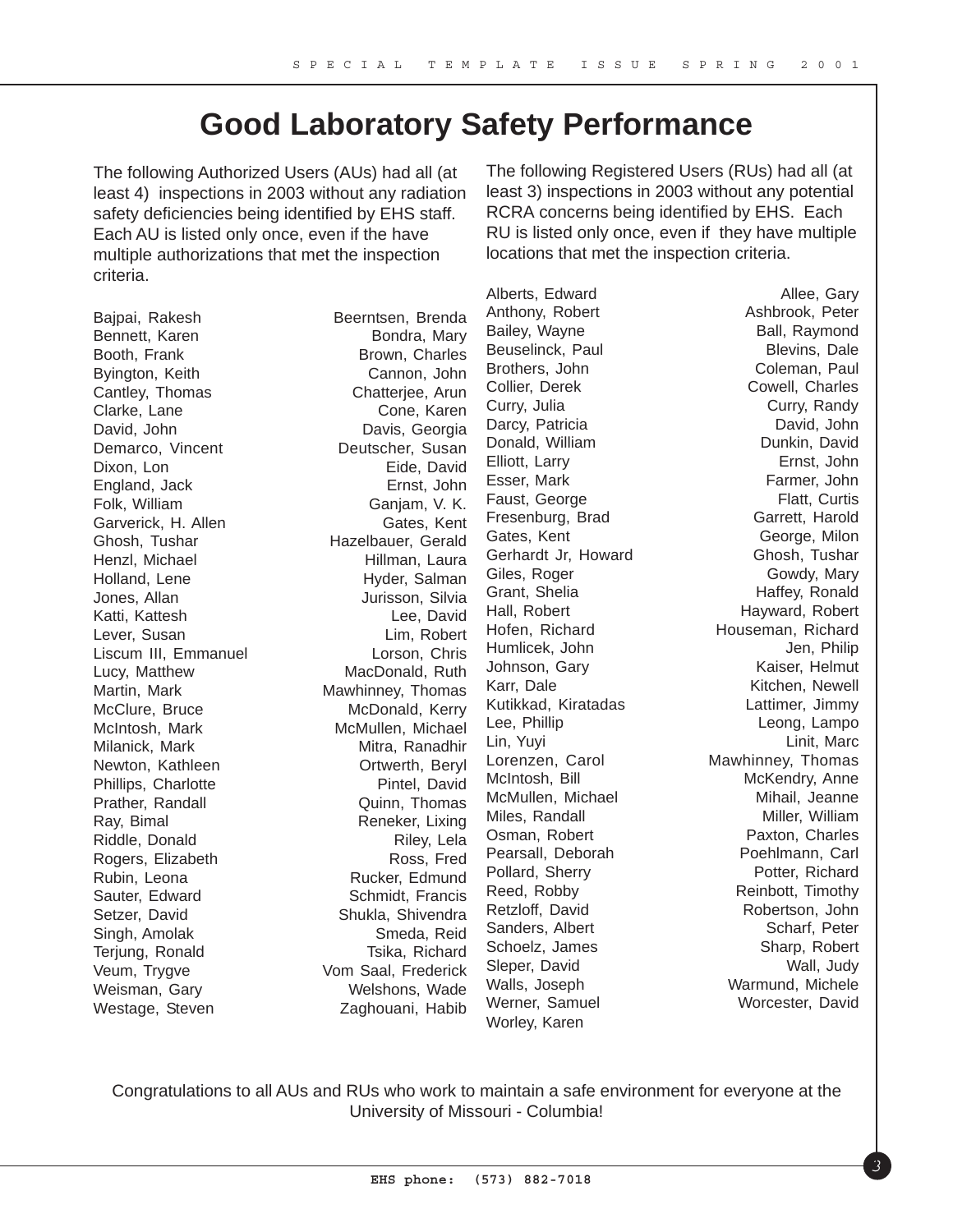# Good Laboratory Safety Performance

The following Authorized Users (AUs) had all (at least 4) inspections in 2003 without any radiation safety deficiencies being identified by EHS staff. Each AU is listed only once, even if the have multiple authorizations that met the inspection criteria.

Bajpai, Rakesh
Bennett, Karen
Booth, Frank
Byington, Keith
Cantley, Thomas
Clarke, Lane
David, John
Demarco, Vincent
Dixon, Lon
England, Jack
Folk, William
Garverick, H. Allen
Ghosh, Tushar
Henzl, Michael
Holland, Lene
Jones, Allan
Katti, Kattesh
Lever, Susan
Liscum III, Emmanuel
Lucy, Matthew
Martin, Mark
McClure, Bruce
McIntosh, Mark
Milanick, Mark
Newton, Kathleen
Phillips, Charlotte
Prather, Randall
Ray, Bimal
Riddle, Donald
Rogers, Elizabeth
Rubin, Leona
Sauter, Edward
Setzer, David
Singh, Amolak
Terjung, Ronald
Veum, Trygve
Weisman, Gary
Westage, Steven

Beerntsen, Brenda
Bondra, Mary
Brown, Charles
Cannon, John
Chatterjee, Arun
Cone, Karen
Davis, Georgia
Deutscher, Susan
Eide, David
Ernst, John
Ganjam, V. K.
Gates, Kent
Hazelbauer, Gerald
Hillman, Laura
Hyder, Salman
Jurisson, Silvia
Lee, David
Lim, Robert
Lorson, Chris
MacDonald, Ruth
Mawhinney, Thomas
McDonald, Kerry
McMullen, Michael
Mitra, Ranadhir
Ortwerth, Beryl
Pintel, David
Quinn, Thomas
Reneker, Lixing
Riley, Lela
Ross, Fred
Rucker, Edmund
Schmidt, Francis
Shukla, Shivendra
Smeda, Reid
Tsika, Richard
Vom Saal, Frederick
Welshons, Wade
Zaghouani, Habib

The following Registered Users (RUs) had all (at least 3) inspections in 2003 without any potential RCRA concerns being identified by EHS. Each RU is listed only once, even if they have multiple locations that met the inspection criteria.

Alberts, Edward
Anthony, Robert
Bailey, Wayne
Beuselinck, Paul
Brothers, John
Collier, Derek
Curry, Julia
Darcy, Patricia
Donald, William
Elliott, Larry
Esser, Mark
Faust, George
Fresenburg, Brad
Gates, Kent
Gerhardt Jr, Howard
Giles, Roger
Grant, Shelia
Hall, Robert
Hofen, Richard
Humlicek, John
Johnson, Gary
Karr, Dale
Kutikkad, Kiratadas
Lee, Phillip
Lin, Yuyi
Lorenzen, Carol
McIntosh, Bill
McMullen, Michael
Miles, Randall
Osman, Robert
Pearsall, Deborah
Pollard, Sherry
Reed, Robby
Retzloff, David
Sanders, Albert
Schoelz, James
Sleper, David
Walls, Joseph
Werner, Samuel
Worley, Karen

Allee, Gary
Ashbrook, Peter
Ball, Raymond
Blevins, Dale
Coleman, Paul
Cowell, Charles
Curry, Randy
David, John
Dunkin, David
Ernst, John
Farmer, John
Flatt, Curtis
Garrett, Harold
George, Milon
Ghosh, Tushar
Gowdy, Mary
Haffey, Ronald
Hayward, Robert
Houseman, Richard
Jen, Philip
Kaiser, Helmut
Kitchen, Newell
Lattimer, Jimmy
Leong, Lampo
Linit, Marc
Mawhinney, Thomas
McKendry, Anne
Mihail, Jeanne
Miller, William
Paxton, Charles
Poehlmann, Carl
Potter, Richard
Reinbott, Timothy
Robertson, John
Scharf, Peter
Sharp, Robert
Wall, Judy
Warmund, Michele
Worcester, David

Congratulations to all AUs and RUs who work to maintain a safe environment for everyone at the University of Missouri - Columbia!

EHS phone: (573) 882-7018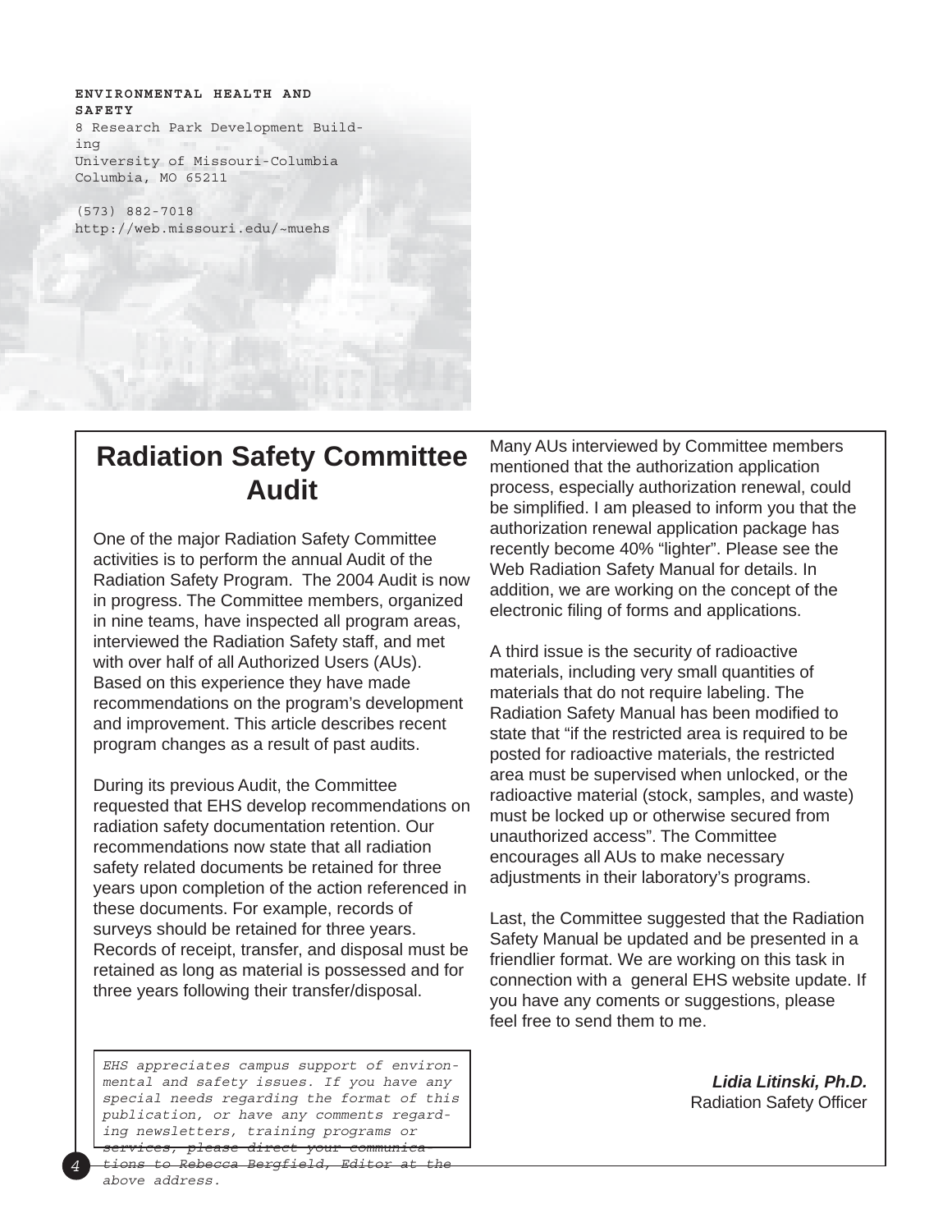**ENVIRONMENTAL HEALTH AND SAFETY**
8 Research Park Development Building
University of Missouri-Columbia
Columbia, MO 65211

(573) 882-7018
http://web.missouri.edu/~muehs

# Radiation Safety Committee Audit

One of the major Radiation Safety Committee activities is to perform the annual Audit of the Radiation Safety Program. The 2004 Audit is now in progress. The Committee members, organized in nine teams, have inspected all program areas, interviewed the Radiation Safety staff, and met with over half of all Authorized Users (AUs). Based on this experience they have made recommendations on the program's development and improvement. This article describes recent program changes as a result of past audits.

During its previous Audit, the Committee requested that EHS develop recommendations on radiation safety documentation retention. Our recommendations now state that all radiation safety related documents be retained for three years upon completion of the action referenced in these documents. For example, records of surveys should be retained for three years. Records of receipt, transfer, and disposal must be retained as long as material is possessed and for three years following their transfer/disposal.

Many AUs interviewed by Committee members mentioned that the authorization application process, especially authorization renewal, could be simplified. I am pleased to inform you that the authorization renewal application package has recently become 40% "lighter". Please see the Web Radiation Safety Manual for details. In addition, we are working on the concept of the electronic filing of forms and applications.

A third issue is the security of radioactive materials, including very small quantities of materials that do not require labeling. The Radiation Safety Manual has been modified to state that "if the restricted area is required to be posted for radioactive materials, the restricted area must be supervised when unlocked, or the radioactive material (stock, samples, and waste) must be locked up or otherwise secured from unauthorized access". The Committee encourages all AUs to make necessary adjustments in their laboratory's programs.

Last, the Committee suggested that the Radiation Safety Manual be updated and be presented in a friendlier format. We are working on this task in connection with a general EHS website update. If you have any coments or suggestions, please feel free to send them to me.

***Lidia Litinski, Ph.D.***
Radiation Safety Officer

*EHS appreciates campus support of environmental and safety issues. If you have any special needs regarding the format of this publication, or have any comments regarding newsletters, training programs or services, please direct your communications to Rebecca Bergfield, Editor at the above address.*